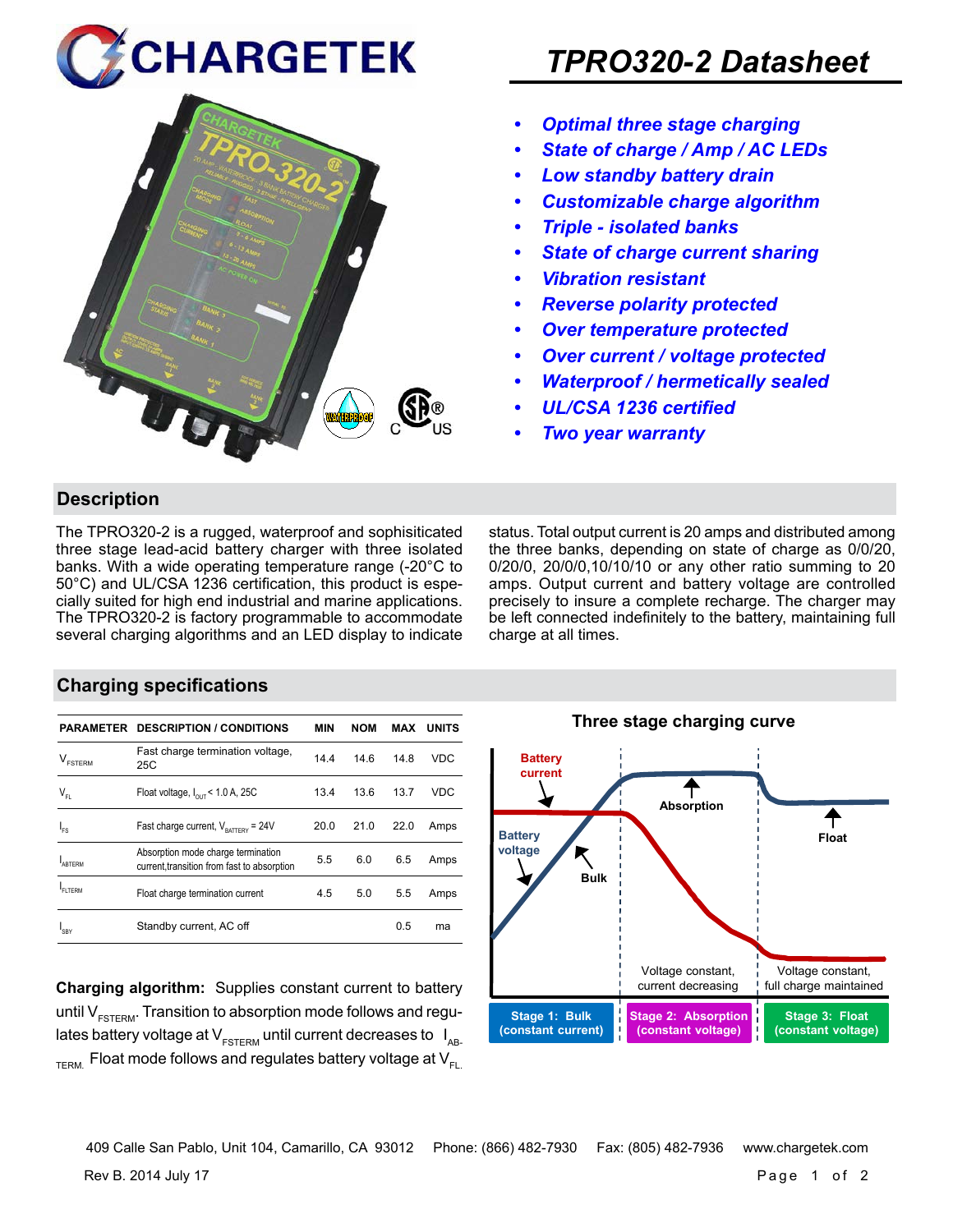# CHARGETEK

# TPRO320-2 Datasheet

- *Optimal three stage charging*
- *State of charge / Amp / AC LEDs*
- *Low standby battery drain*
- *Customizable charge algorithm*
- *Triple - isolated banks*
- *State of charge current sharing*
- *Vibration resistant*
- *Reverse polarity protected*
- *Over temperature protected*
- *Over current / voltage protected*
- *Waterproof / hermetically sealed*
- *UL/CSA 1236 certified*
- *Two year warranty*

## Description

The TPRO320-2 is a rugged, waterproof and sophisiticated three stage lead-acid battery charger with three isolated banks. With a wide operating temperature range (-20°C to 50°C) and UL/CSA 1236 certification, this product is especially suited for high end industrial and marine applications. The TPRO320-2 is factory programmable to accommodate several charging algorithms and an LED display to indicate status. Total output current is 20 amps and distributed among the three banks, depending on state of charge as 0/0/20, 0/20/0, 20/0/0,10/10/10 or any other ratio summing to 20 amps. Output current and battery voltage are controlled precisely to insure a complete recharge. The charger may be left connected indefinitely to the battery, maintaining full charge at all times.

## Charging specifications

| PARAMETER | DESCRIPTION / CONDITIONS | MIN | NOM | MAX | UNITS |
|---|---|---|---|---|---|
| $V_{FSTERM}$ | Fast charge termination voltage, 25C | 14.4 | 14.6 | 14.8 | VDC |
| $V_{FL}$ | Float voltage, $I_{OUT}$ < 1.0 A, 25C | 13.4 | 13.6 | 13.7 | VDC |
| $I_{FS}$ | Fast charge current, $V_{BATTERY}$ = 24V | 20.0 | 21.0 | 22.0 | Amps |
| $I_{ABTERM}$ | Absorption mode charge termination current,transition from fast to absorption | 5.5 | 6.0 | 6.5 | Amps |
| $I_{FLTERM}$ | Float charge termination current | 4.5 | 5.0 | 5.5 | Amps |
| $I_{SBY}$ | Standby current, AC off | | | 0.5 | ma |

**Charging algorithm:** Supplies constant current to battery until $V_{FSTERM}$. Transition to absorption mode follows and regulates battery voltage at $V_{FSTERM}$ until current decreases to $I_{AB-TERM}$. Float mode follows and regulates battery voltage at $V_{FL}$.

### Three stage charging curve

Battery current

Battery voltage

Bulk

Absorption

Float

Voltage constant, current decreasing

Voltage constant, full charge maintained

Stage 1: Bulk (constant current)

Stage 2: Absorption (constant voltage)

Stage 3: Float (constant voltage)

409 Calle San Pablo, Unit 104, Camarillo, CA 93012 Phone: (866) 482-7930 Fax: (805) 482-7936 www.chargetek.com

Rev B. 2014 July 17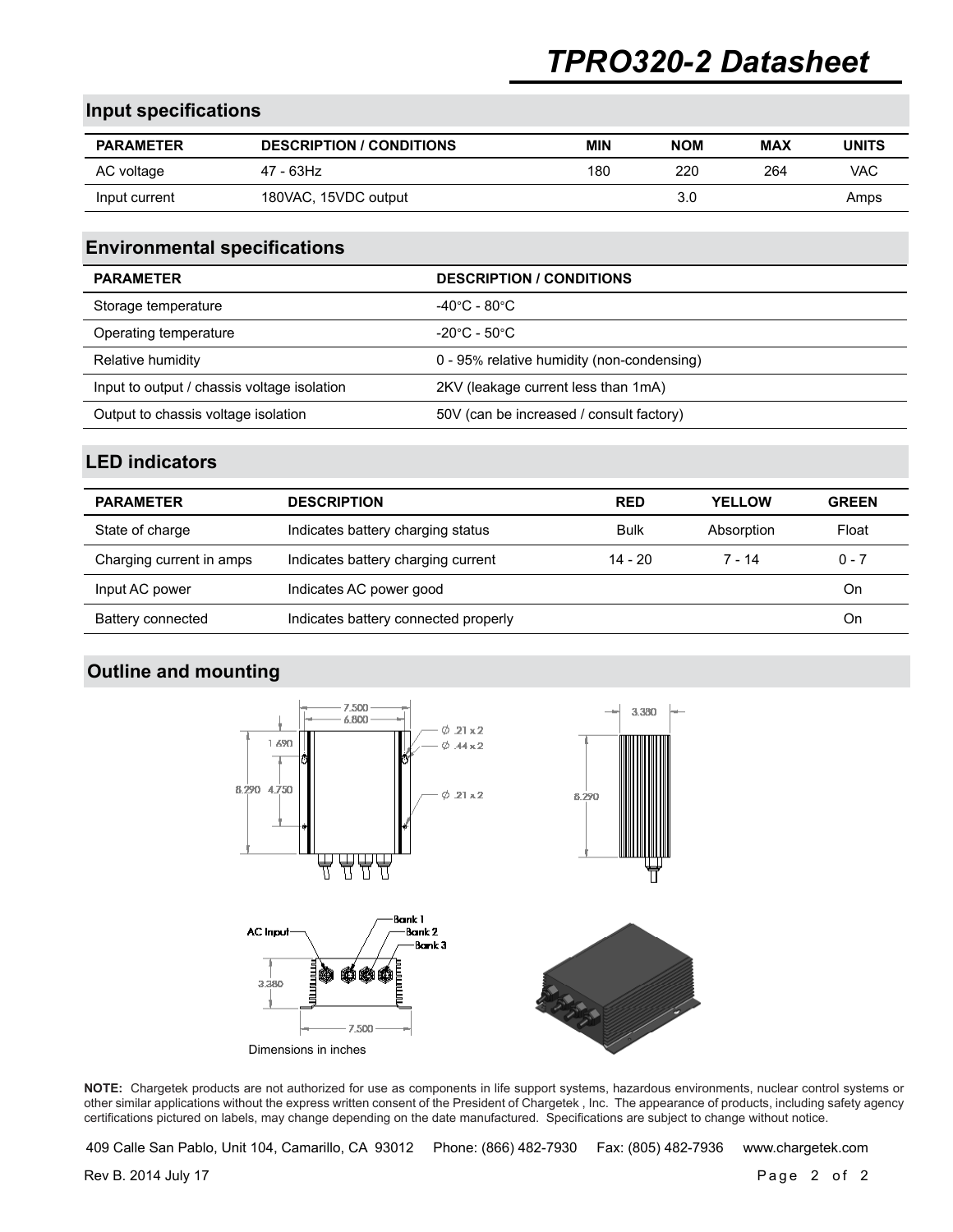# TPRO320-2 Datasheet

## Input specifications

| PARAMETER | DESCRIPTION / CONDITIONS | MIN | NOM | MAX | UNITS |
|---|---|---|---|---|---|
| AC voltage | 47 - 63Hz | 180 | 220 | 264 | VAC |
| Input current | 180VAC, 15VDC output | | 3.0 | | Amps |

## Environmental specifications

| PARAMETER | DESCRIPTION / CONDITIONS |
|---|---|
| Storage temperature | -40°C - 80°C |
| Operating temperature | -20°C - 50°C |
| Relative humidity | 0 - 95% relative humidity (non-condensing) |
| Input to output / chassis voltage isolation | 2KV (leakage current less than 1mA) |
| Output to chassis voltage isolation | 50V (can be increased / consult factory) |

## LED indicators

| PARAMETER | DESCRIPTION | RED | YELLOW | GREEN |
|---|---|---|---|---|
| State of charge | Indicates battery charging status | Bulk | Absorption | Float |
| Charging current in amps | Indicates battery charging current | 14 - 20 | 7 - 14 | 0 - 7 |
| Input AC power | Indicates AC power good | | | On |
| Battery connected | Indicates battery connected properly | | | On |

## Outline and mounting

7.500
6.800
1.690
8.290
4.750
Ø .21 x 2
Ø .44 x 2
Ø .21 x 2
3.380
8.290
AC Input
Bank 1
Bank 2
Bank 3
3.380
7.500

Dimensions in inches

**NOTE:** Chargetek products are not authorized for use as components in life support systems, hazardous environments, nuclear control systems or other similar applications without the express written consent of the President of Chargetek , Inc. The appearance of products, including safety agency certifications pictured on labels, may change depending on the date manufactured. Specifications are subject to change without notice.

409 Calle San Pablo, Unit 104, Camarillo, CA 93012 Phone: (866) 482-7930 Fax: (805) 482-7936 www.chargetek.com

Rev B. 2014 July 17